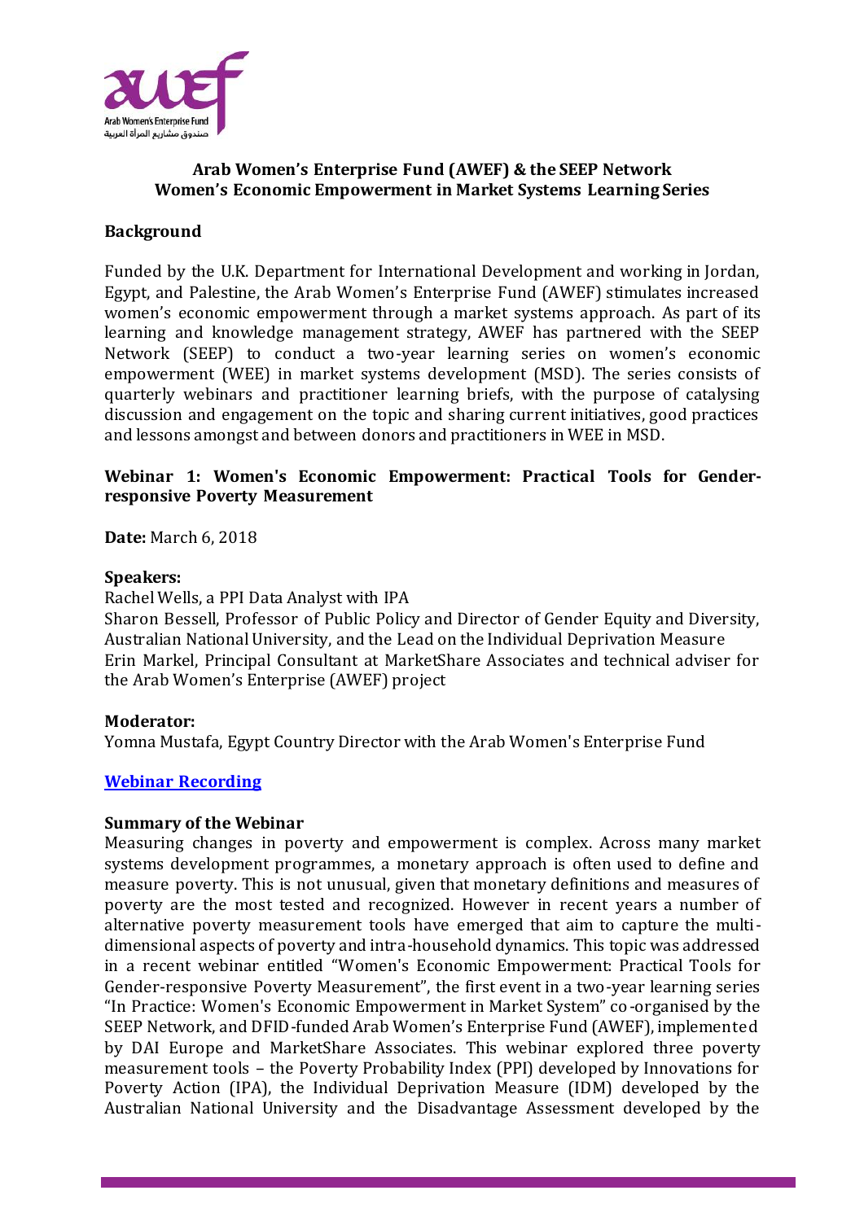## Arab Women's Enterprise Fund (AWEF) & the SEEP Network
## Women's Economic Empowerment in Market Systems Learning Series

### Background

Funded by the U.K. Department for International Development and working in Jordan, Egypt, and Palestine, the Arab Women's Enterprise Fund (AWEF) stimulates increased women's economic empowerment through a market systems approach. As part of its learning and knowledge management strategy, AWEF has partnered with the SEEP Network (SEEP) to conduct a two-year learning series on women's economic empowerment (WEE) in market systems development (MSD). The series consists of quarterly webinars and practitioner learning briefs, with the purpose of catalysing discussion and engagement on the topic and sharing current initiatives, good practices and lessons amongst and between donors and practitioners in WEE in MSD.

### Webinar 1: Women's Economic Empowerment: Practical Tools for Gender-responsive Poverty Measurement

**Date:** March 6, 2018

**Speakers:**
Rachel Wells, a PPI Data Analyst with IPA
Sharon Bessell, Professor of Public Policy and Director of Gender Equity and Diversity, Australian National University, and the Lead on the Individual Deprivation Measure
Erin Markel, Principal Consultant at MarketShare Associates and technical adviser for the Arab Women's Enterprise (AWEF) project

**Moderator:**
Yomna Mustafa, Egypt Country Director with the Arab Women's Enterprise Fund

**Webinar Recording**

**Summary of the Webinar**
Measuring changes in poverty and empowerment is complex. Across many market systems development programmes, a monetary approach is often used to define and measure poverty. This is not unusual, given that monetary definitions and measures of poverty are the most tested and recognized. However in recent years a number of alternative poverty measurement tools have emerged that aim to capture the multi-dimensional aspects of poverty and intra-household dynamics. This topic was addressed in a recent webinar entitled "Women's Economic Empowerment: Practical Tools for Gender-responsive Poverty Measurement", the first event in a two-year learning series "In Practice: Women's Economic Empowerment in Market System" co-organised by the SEEP Network, and DFID-funded Arab Women's Enterprise Fund (AWEF), implemented by DAI Europe and MarketShare Associates. This webinar explored three poverty measurement tools – the Poverty Probability Index (PPI) developed by Innovations for Poverty Action (IPA), the Individual Deprivation Measure (IDM) developed by the Australian National University and the Disadvantage Assessment developed by the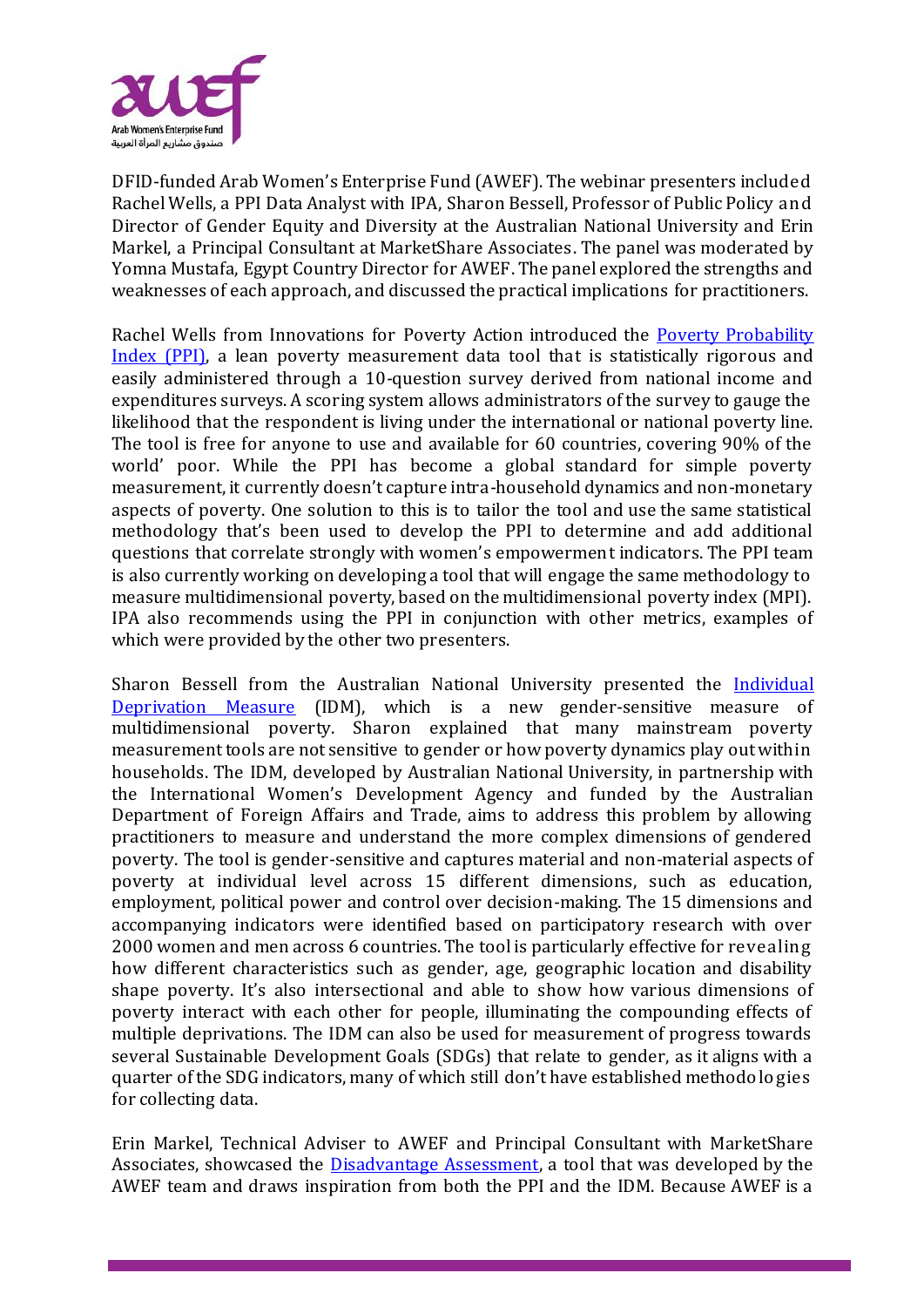DFID-funded Arab Women's Enterprise Fund (AWEF). The webinar presenters included Rachel Wells, a PPI Data Analyst with IPA, Sharon Bessell, Professor of Public Policy and Director of Gender Equity and Diversity at the Australian National University and Erin Markel, a Principal Consultant at MarketShare Associates. The panel was moderated by Yomna Mustafa, Egypt Country Director for AWEF. The panel explored the strengths and weaknesses of each approach, and discussed the practical implications for practitioners.

Rachel Wells from Innovations for Poverty Action introduced the Poverty Probability Index (PPI), a lean poverty measurement data tool that is statistically rigorous and easily administered through a 10-question survey derived from national income and expenditures surveys. A scoring system allows administrators of the survey to gauge the likelihood that the respondent is living under the international or national poverty line. The tool is free for anyone to use and available for 60 countries, covering 90% of the world' poor. While the PPI has become a global standard for simple poverty measurement, it currently doesn't capture intra-household dynamics and non-monetary aspects of poverty. One solution to this is to tailor the tool and use the same statistical methodology that's been used to develop the PPI to determine and add additional questions that correlate strongly with women's empowerment indicators. The PPI team is also currently working on developing a tool that will engage the same methodology to measure multidimensional poverty, based on the multidimensional poverty index (MPI). IPA also recommends using the PPI in conjunction with other metrics, examples of which were provided by the other two presenters.

Sharon Bessell from the Australian National University presented the Individual Deprivation Measure (IDM), which is a new gender-sensitive measure of multidimensional poverty. Sharon explained that many mainstream poverty measurement tools are not sensitive to gender or how poverty dynamics play out within households. The IDM, developed by Australian National University, in partnership with the International Women's Development Agency and funded by the Australian Department of Foreign Affairs and Trade, aims to address this problem by allowing practitioners to measure and understand the more complex dimensions of gendered poverty. The tool is gender-sensitive and captures material and non-material aspects of poverty at individual level across 15 different dimensions, such as education, employment, political power and control over decision-making. The 15 dimensions and accompanying indicators were identified based on participatory research with over 2000 women and men across 6 countries. The tool is particularly effective for revealing how different characteristics such as gender, age, geographic location and disability shape poverty. It's also intersectional and able to show how various dimensions of poverty interact with each other for people, illuminating the compounding effects of multiple deprivations. The IDM can also be used for measurement of progress towards several Sustainable Development Goals (SDGs) that relate to gender, as it aligns with a quarter of the SDG indicators, many of which still don't have established methodologies for collecting data.

Erin Markel, Technical Adviser to AWEF and Principal Consultant with MarketShare Associates, showcased the Disadvantage Assessment, a tool that was developed by the AWEF team and draws inspiration from both the PPI and the IDM. Because AWEF is a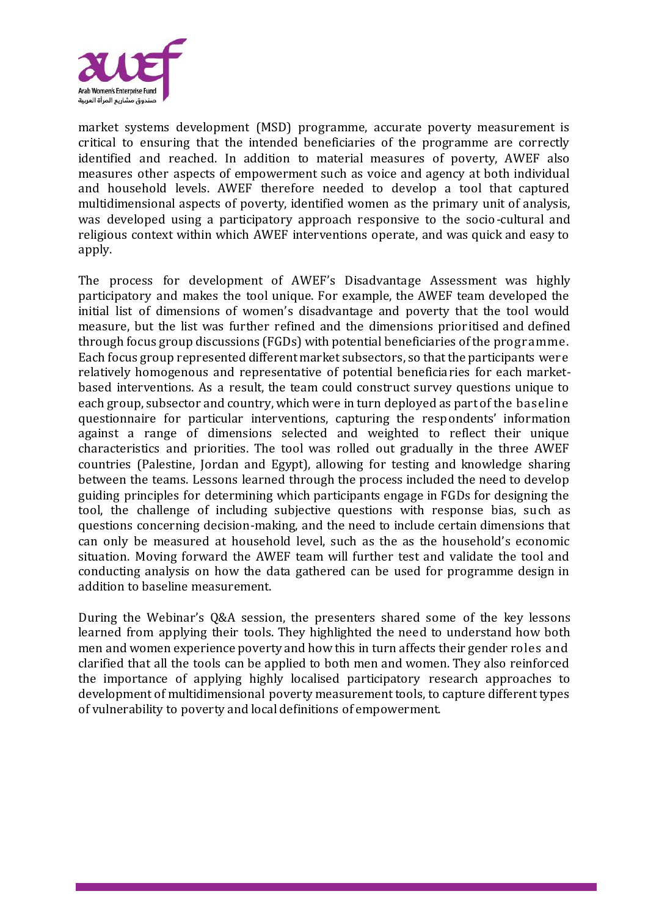market systems development (MSD) programme, accurate poverty measurement is critical to ensuring that the intended beneficiaries of the programme are correctly identified and reached. In addition to material measures of poverty, AWEF also measures other aspects of empowerment such as voice and agency at both individual and household levels. AWEF therefore needed to develop a tool that captured multidimensional aspects of poverty, identified women as the primary unit of analysis, was developed using a participatory approach responsive to the socio-cultural and religious context within which AWEF interventions operate, and was quick and easy to apply.

The process for development of AWEF's Disadvantage Assessment was highly participatory and makes the tool unique. For example, the AWEF team developed the initial list of dimensions of women's disadvantage and poverty that the tool would measure, but the list was further refined and the dimensions prioritised and defined through focus group discussions (FGDs) with potential beneficiaries of the programme. Each focus group represented different market subsectors, so that the participants were relatively homogenous and representative of potential beneficiaries for each market-based interventions. As a result, the team could construct survey questions unique to each group, subsector and country, which were in turn deployed as part of the baseline questionnaire for particular interventions, capturing the respondents' information against a range of dimensions selected and weighted to reflect their unique characteristics and priorities. The tool was rolled out gradually in the three AWEF countries (Palestine, Jordan and Egypt), allowing for testing and knowledge sharing between the teams. Lessons learned through the process included the need to develop guiding principles for determining which participants engage in FGDs for designing the tool, the challenge of including subjective questions with response bias, such as questions concerning decision-making, and the need to include certain dimensions that can only be measured at household level, such as the as the household's economic situation. Moving forward the AWEF team will further test and validate the tool and conducting analysis on how the data gathered can be used for programme design in addition to baseline measurement.

During the Webinar's Q&A session, the presenters shared some of the key lessons learned from applying their tools. They highlighted the need to understand how both men and women experience poverty and how this in turn affects their gender roles and clarified that all the tools can be applied to both men and women. They also reinforced the importance of applying highly localised participatory research approaches to development of multidimensional poverty measurement tools, to capture different types of vulnerability to poverty and local definitions of empowerment.